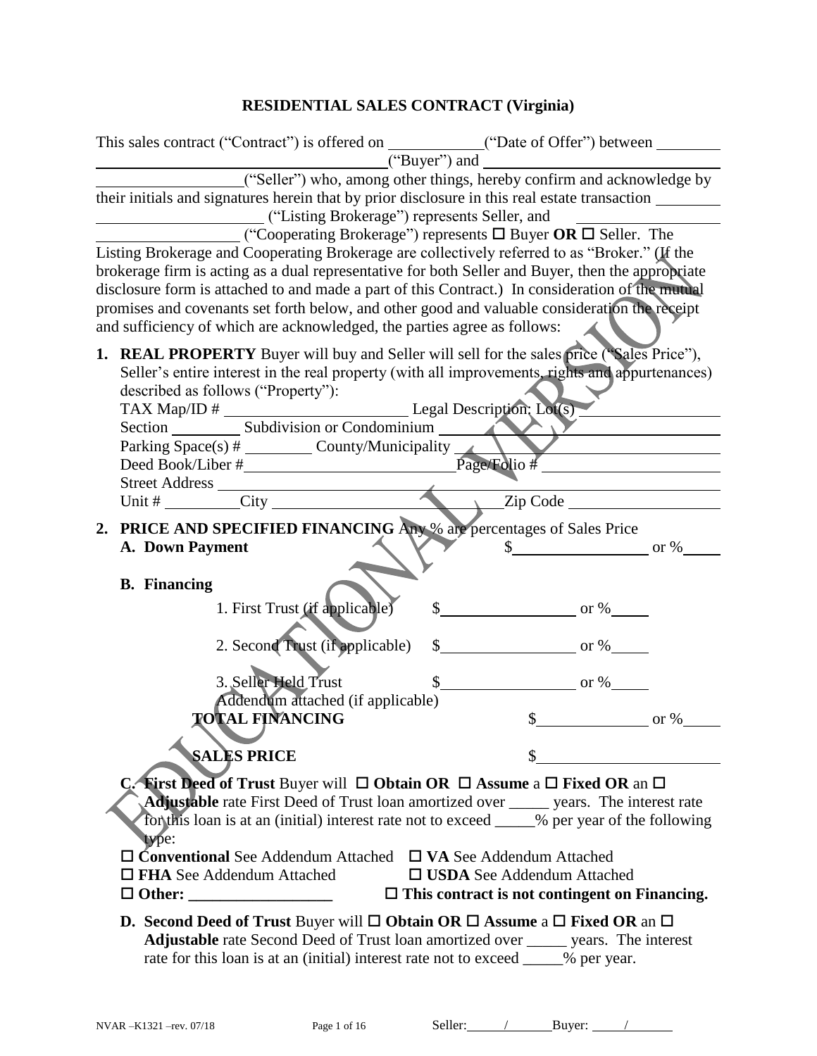# RESIDENTIAL SALES CONTRACT (Virginia)

This sales contract ("Contract") is offered on ____________("Date of Offer") between ________ ______________________________________("Buyer") and ______________________________ __________________("Seller") who, among other things, hereby confirm and acknowledge by their initials and signatures herein that by prior disclosure in this real estate transaction ________ ______________________ ("Listing Brokerage") represents Seller, and __________________ __________________ ("Cooperating Brokerage") represents ☐ Buyer **OR** ☐ Seller. The Listing Brokerage and Cooperating Brokerage are collectively referred to as "Broker." (If the brokerage firm is acting as a dual representative for both Seller and Buyer, then the appropriate disclosure form is attached to and made a part of this Contract.) In consideration of the mutual promises and covenants set forth below, and other good and valuable consideration the receipt and sufficiency of which are acknowledged, the parties agree as follows:

1. **REAL PROPERTY** Buyer will buy and Seller will sell for the sales price ("Sales Price"), Seller's entire interest in the real property (with all improvements, rights and appurtenances) described as follows ("Property"):
   TAX Map/ID # ________________________ Legal Description: Lot(s) __________________
   Section _________ Subdivision or Condominium ____________________________________
   Parking Space(s) # _________ County/Municipality ______________________________
   Deed Book/Liber #____________________________Page/Folio # _______________________
   Street Address ___________________________________________________________________
   Unit # __________City ______________________________Zip Code ___________________

2. **PRICE AND SPECIFIED FINANCING** Any % are percentages of Sales Price
   **A. Down Payment** $__________________ or %_____

   **B. Financing**
   1. First Trust (if applicable) $__________________ or %_____
   2. Second Trust (if applicable) $__________________ or %_____
   3. Seller Held Trust $__________________ or %_____
      Addendum attached (if applicable)

   **TOTAL FINANCING** $_______________ or %_____

   **SALES PRICE** $_______________________

   **C. First Deed of Trust** Buyer will ☐ **Obtain OR** ☐ **Assume** a ☐ **Fixed OR** an ☐ **Adjustable** rate First Deed of Trust loan amortized over _____ years. The interest rate for this loan is at an (initial) interest rate not to exceed _____% per year of the following type:
   ☐ **Conventional** See Addendum Attached ☐ **VA** See Addendum Attached
   ☐ **FHA** See Addendum Attached ☐ **USDA** See Addendum Attached
   ☐ **Other: __________________** ☐ **This contract is not contingent on Financing.**

   **D. Second Deed of Trust** Buyer will ☐ **Obtain OR** ☐ **Assume** a ☐ **Fixed OR** an ☐ **Adjustable** rate Second Deed of Trust loan amortized over _____ years. The interest rate for this loan is at an (initial) interest rate not to exceed _____% per year.

NVAR –K1321 –rev. 07/18 Seller: _____/_______ Buyer: _____/_______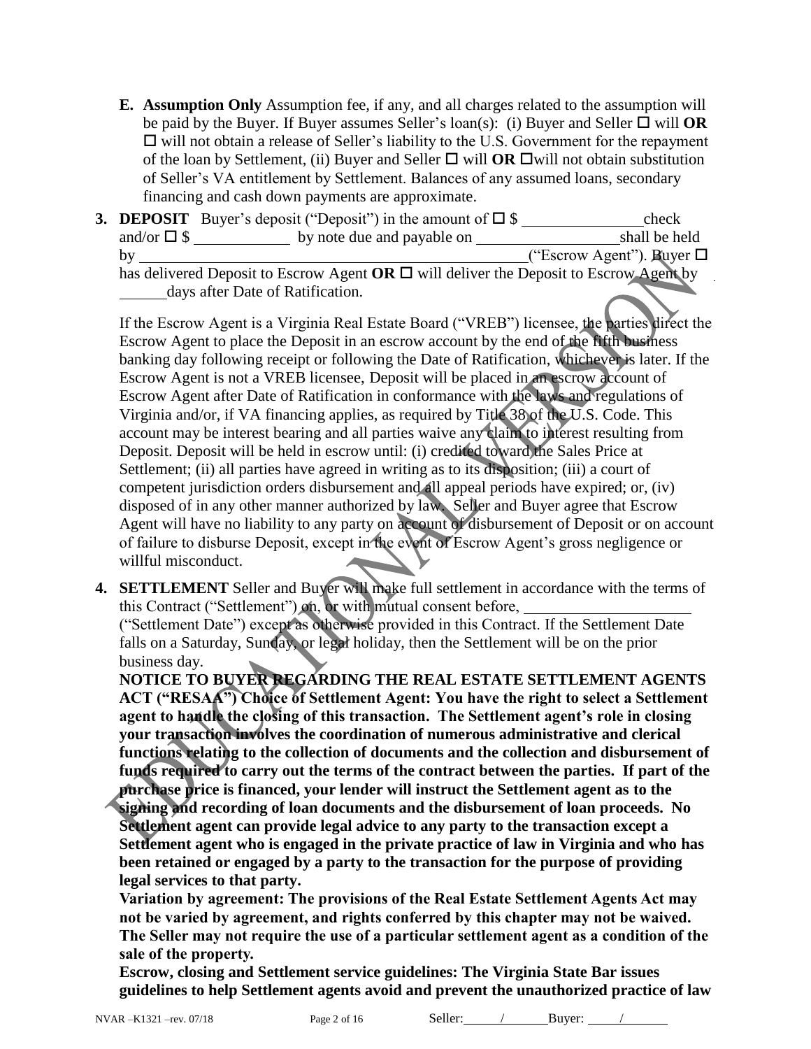**E. Assumption Only** Assumption fee, if any, and all charges related to the assumption will be paid by the Buyer. If Buyer assumes Seller's loan(s): (i) Buyer and Seller ☐ will **OR** ☐ will not obtain a release of Seller's liability to the U.S. Government for the repayment of the loan by Settlement, (ii) Buyer and Seller ☐ will **OR** ☐will not obtain substitution of Seller's VA entitlement by Settlement. Balances of any assumed loans, secondary financing and cash down payments are approximate.

**3. DEPOSIT** Buyer's deposit ("Deposit") in the amount of ☐ $ ______________ check and/or ☐ $ ____________ by note due and payable on _________________ shall be held by ______________________________________________ ("Escrow Agent"). Buyer ☐ has delivered Deposit to Escrow Agent **OR** ☐ will deliver the Deposit to Escrow Agent by ______ days after Date of Ratification.

If the Escrow Agent is a Virginia Real Estate Board ("VREB") licensee, the parties direct the Escrow Agent to place the Deposit in an escrow account by the end of the fifth business banking day following receipt or following the Date of Ratification, whichever is later. If the Escrow Agent is not a VREB licensee, Deposit will be placed in an escrow account of Escrow Agent after Date of Ratification in conformance with the laws and regulations of Virginia and/or, if VA financing applies, as required by Title 38 of the U.S. Code. This account may be interest bearing and all parties waive any claim to interest resulting from Deposit. Deposit will be held in escrow until: (i) credited toward the Sales Price at Settlement; (ii) all parties have agreed in writing as to its disposition; (iii) a court of competent jurisdiction orders disbursement and all appeal periods have expired; or, (iv) disposed of in any other manner authorized by law. Seller and Buyer agree that Escrow Agent will have no liability to any party on account of disbursement of Deposit or on account of failure to disburse Deposit, except in the event of Escrow Agent's gross negligence or willful misconduct.

**4. SETTLEMENT** Seller and Buyer will make full settlement in accordance with the terms of this Contract ("Settlement") on, or with mutual consent before, ____________________ ("Settlement Date") except as otherwise provided in this Contract. If the Settlement Date falls on a Saturday, Sunday, or legal holiday, then the Settlement will be on the prior business day.

**NOTICE TO BUYER REGARDING THE REAL ESTATE SETTLEMENT AGENTS ACT ("RESAA") Choice of Settlement Agent: You have the right to select a Settlement agent to handle the closing of this transaction. The Settlement agent's role in closing your transaction involves the coordination of numerous administrative and clerical functions relating to the collection of documents and the collection and disbursement of funds required to carry out the terms of the contract between the parties. If part of the purchase price is financed, your lender will instruct the Settlement agent as to the signing and recording of loan documents and the disbursement of loan proceeds. No Settlement agent can provide legal advice to any party to the transaction except a Settlement agent who is engaged in the private practice of law in Virginia and who has been retained or engaged by a party to the transaction for the purpose of providing legal services to that party.**

**Variation by agreement: The provisions of the Real Estate Settlement Agents Act may not be varied by agreement, and rights conferred by this chapter may not be waived. The Seller may not require the use of a particular settlement agent as a condition of the sale of the property.**

**Escrow, closing and Settlement service guidelines: The Virginia State Bar issues guidelines to help Settlement agents avoid and prevent the unauthorized practice of law**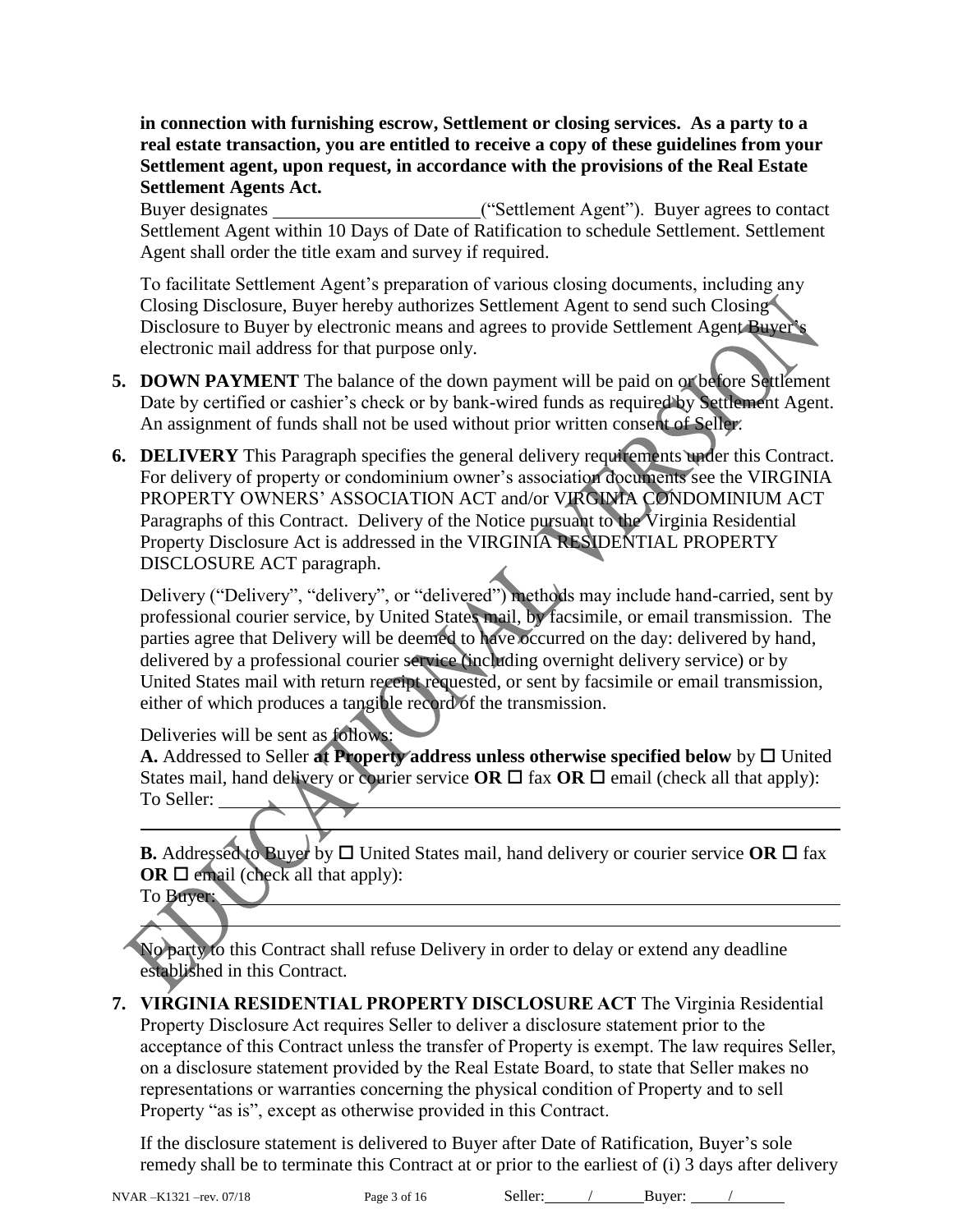**in connection with furnishing escrow, Settlement or closing services. As a party to a real estate transaction, you are entitled to receive a copy of these guidelines from your Settlement agent, upon request, in accordance with the provisions of the Real Estate Settlement Agents Act.**

Buyer designates ______________________("Settlement Agent"). Buyer agrees to contact Settlement Agent within 10 Days of Date of Ratification to schedule Settlement. Settlement Agent shall order the title exam and survey if required.

To facilitate Settlement Agent's preparation of various closing documents, including any Closing Disclosure, Buyer hereby authorizes Settlement Agent to send such Closing Disclosure to Buyer by electronic means and agrees to provide Settlement Agent Buyer's electronic mail address for that purpose only.

**5. DOWN PAYMENT** The balance of the down payment will be paid on or before Settlement Date by certified or cashier's check or by bank-wired funds as required by Settlement Agent. An assignment of funds shall not be used without prior written consent of Seller.

**6. DELIVERY** This Paragraph specifies the general delivery requirements under this Contract. For delivery of property or condominium owner's association documents see the VIRGINIA PROPERTY OWNERS' ASSOCIATION ACT and/or VIRGINIA CONDOMINIUM ACT Paragraphs of this Contract. Delivery of the Notice pursuant to the Virginia Residential Property Disclosure Act is addressed in the VIRGINIA RESIDENTIAL PROPERTY DISCLOSURE ACT paragraph.

Delivery ("Delivery", "delivery", or "delivered") methods may include hand-carried, sent by professional courier service, by United States mail, by facsimile, or email transmission. The parties agree that Delivery will be deemed to have occurred on the day: delivered by hand, delivered by a professional courier service (including overnight delivery service) or by United States mail with return receipt requested, or sent by facsimile or email transmission, either of which produces a tangible record of the transmission.

Deliveries will be sent as follows:

**A.** Addressed to Seller **at Property address unless otherwise specified below** by ☐ United States mail, hand delivery or courier service **OR** ☐ fax **OR** ☐ email (check all that apply):
To Seller: ____________________________________________________________________

______________________________________________________________________________

**B.** Addressed to Buyer by ☐ United States mail, hand delivery or courier service **OR** ☐ fax **OR** ☐ email (check all that apply):
To Buyer: ____________________________________________________________________

______________________________________________________________________________

No party to this Contract shall refuse Delivery in order to delay or extend any deadline established in this Contract.

**7. VIRGINIA RESIDENTIAL PROPERTY DISCLOSURE ACT** The Virginia Residential Property Disclosure Act requires Seller to deliver a disclosure statement prior to the acceptance of this Contract unless the transfer of Property is exempt. The law requires Seller, on a disclosure statement provided by the Real Estate Board, to state that Seller makes no representations or warranties concerning the physical condition of Property and to sell Property "as is", except as otherwise provided in this Contract.

If the disclosure statement is delivered to Buyer after Date of Ratification, Buyer's sole remedy shall be to terminate this Contract at or prior to the earliest of (i) 3 days after delivery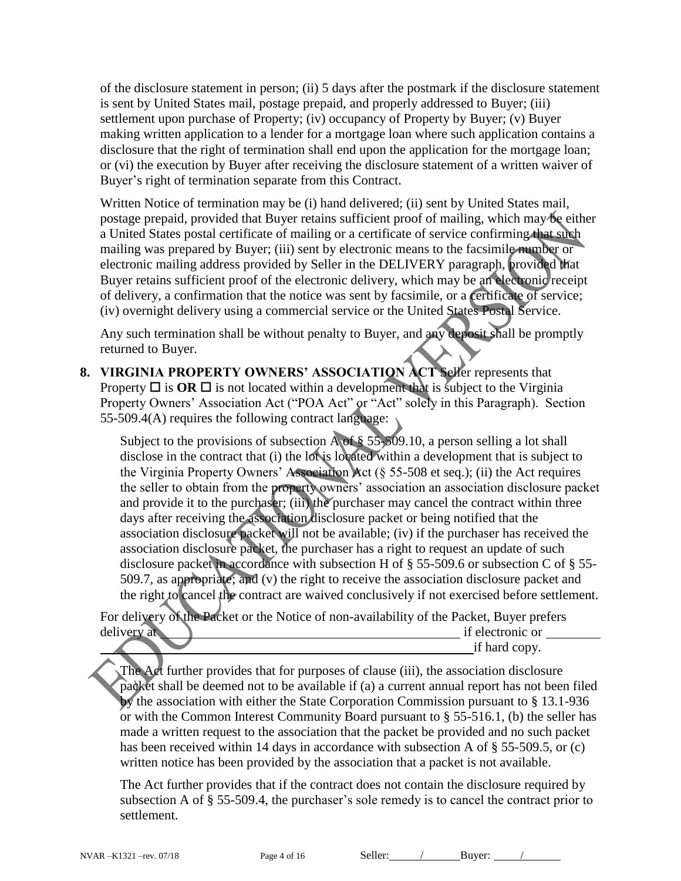of the disclosure statement in person; (ii) 5 days after the postmark if the disclosure statement is sent by United States mail, postage prepaid, and properly addressed to Buyer; (iii) settlement upon purchase of Property; (iv) occupancy of Property by Buyer; (v) Buyer making written application to a lender for a mortgage loan where such application contains a disclosure that the right of termination shall end upon the application for the mortgage loan; or (vi) the execution by Buyer after receiving the disclosure statement of a written waiver of Buyer's right of termination separate from this Contract.

Written Notice of termination may be (i) hand delivered; (ii) sent by United States mail, postage prepaid, provided that Buyer retains sufficient proof of mailing, which may be either a United States postal certificate of mailing or a certificate of service confirming that such mailing was prepared by Buyer; (iii) sent by electronic means to the facsimile number or electronic mailing address provided by Seller in the DELIVERY paragraph, provided that Buyer retains sufficient proof of the electronic delivery, which may be an electronic receipt of delivery, a confirmation that the notice was sent by facsimile, or a certificate of service; (iv) overnight delivery using a commercial service or the United States Postal Service.

Any such termination shall be without penalty to Buyer, and any deposit shall be promptly returned to Buyer.

**8. VIRGINIA PROPERTY OWNERS' ASSOCIATION ACT** Seller represents that Property ☐ is **OR** ☐ is not located within a development that is subject to the Virginia Property Owners' Association Act ("POA Act" or "Act" solely in this Paragraph). Section 55-509.4(A) requires the following contract language:

> Subject to the provisions of subsection A of § 55-509.10, a person selling a lot shall disclose in the contract that (i) the lot is located within a development that is subject to the Virginia Property Owners' Association Act (§ 55-508 et seq.); (ii) the Act requires the seller to obtain from the property owners' association an association disclosure packet and provide it to the purchaser; (iii) the purchaser may cancel the contract within three days after receiving the association disclosure packet or being notified that the association disclosure packet will not be available; (iv) if the purchaser has received the association disclosure packet, the purchaser has a right to request an update of such disclosure packet in accordance with subsection H of § 55-509.6 or subsection C of § 55-509.7, as appropriate; and (v) the right to receive the association disclosure packet and the right to cancel the contract are waived conclusively if not exercised before settlement.

For delivery of the Packet or the Notice of non-availability of the Packet, Buyer prefers delivery at ______________________________________________ if electronic or ________ ____________________________________________________________ if hard copy.

> The Act further provides that for purposes of clause (iii), the association disclosure packet shall be deemed not to be available if (a) a current annual report has not been filed by the association with either the State Corporation Commission pursuant to § 13.1-936 or with the Common Interest Community Board pursuant to § 55-516.1, (b) the seller has made a written request to the association that the packet be provided and no such packet has been received within 14 days in accordance with subsection A of § 55-509.5, or (c) written notice has been provided by the association that a packet is not available.
>
> The Act further provides that if the contract does not contain the disclosure required by subsection A of § 55-509.4, the purchaser's sole remedy is to cancel the contract prior to settlement.

Seller: _____/_____ Buyer: _____/_____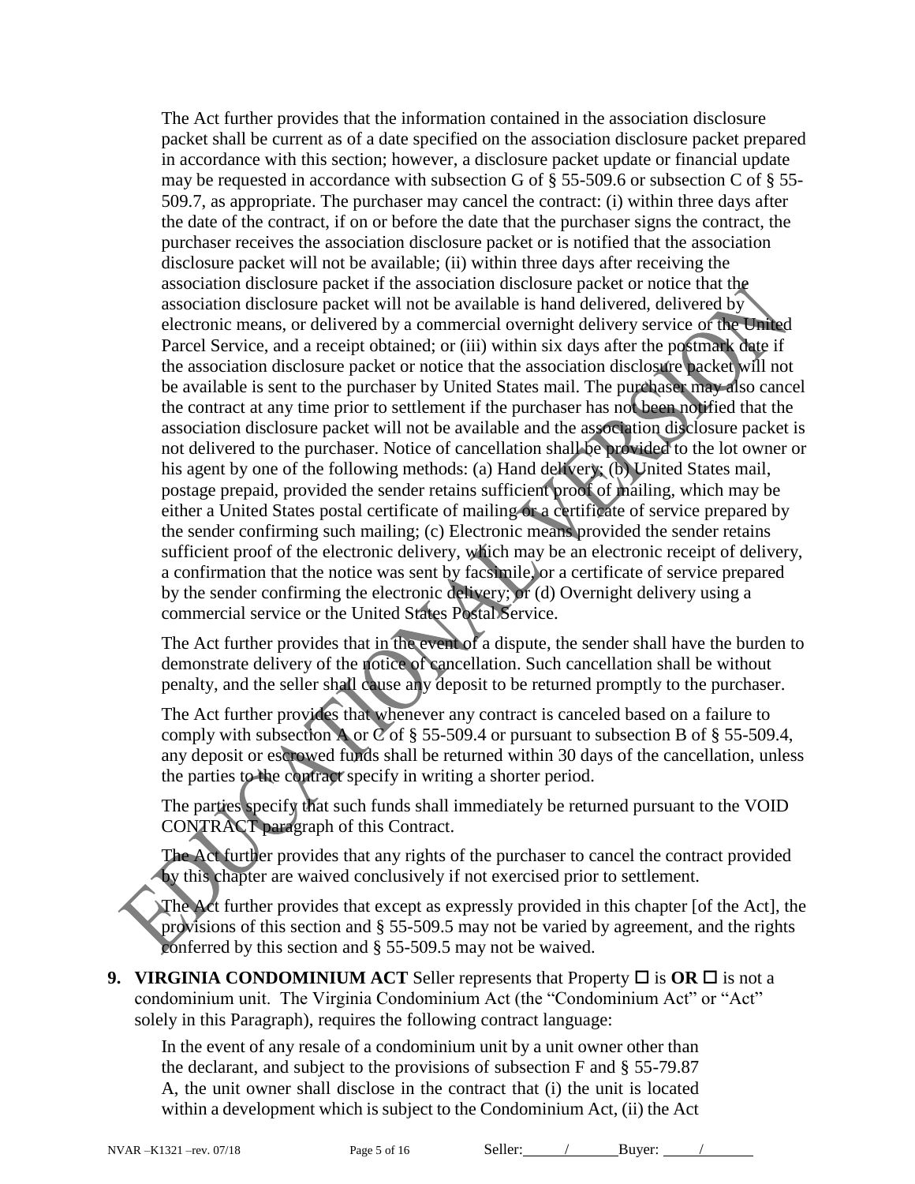The Act further provides that the information contained in the association disclosure packet shall be current as of a date specified on the association disclosure packet prepared in accordance with this section; however, a disclosure packet update or financial update may be requested in accordance with subsection G of § 55-509.6 or subsection C of § 55-509.7, as appropriate. The purchaser may cancel the contract: (i) within three days after the date of the contract, if on or before the date that the purchaser signs the contract, the purchaser receives the association disclosure packet or is notified that the association disclosure packet will not be available; (ii) within three days after receiving the association disclosure packet if the association disclosure packet or notice that the association disclosure packet will not be available is hand delivered, delivered by electronic means, or delivered by a commercial overnight delivery service or the United Parcel Service, and a receipt obtained; or (iii) within six days after the postmark date if the association disclosure packet or notice that the association disclosure packet will not be available is sent to the purchaser by United States mail. The purchaser may also cancel the contract at any time prior to settlement if the purchaser has not been notified that the association disclosure packet will not be available and the association disclosure packet is not delivered to the purchaser. Notice of cancellation shall be provided to the lot owner or his agent by one of the following methods: (a) Hand delivery; (b) United States mail, postage prepaid, provided the sender retains sufficient proof of mailing, which may be either a United States postal certificate of mailing or a certificate of service prepared by the sender confirming such mailing; (c) Electronic means provided the sender retains sufficient proof of the electronic delivery, which may be an electronic receipt of delivery, a confirmation that the notice was sent by facsimile, or a certificate of service prepared by the sender confirming the electronic delivery; or (d) Overnight delivery using a commercial service or the United States Postal Service.

The Act further provides that in the event of a dispute, the sender shall have the burden to demonstrate delivery of the notice of cancellation. Such cancellation shall be without penalty, and the seller shall cause any deposit to be returned promptly to the purchaser.

The Act further provides that whenever any contract is canceled based on a failure to comply with subsection A or C of § 55-509.4 or pursuant to subsection B of § 55-509.4, any deposit or escrowed funds shall be returned within 30 days of the cancellation, unless the parties to the contract specify in writing a shorter period.

The parties specify that such funds shall immediately be returned pursuant to the VOID CONTRACT paragraph of this Contract.

The Act further provides that any rights of the purchaser to cancel the contract provided by this chapter are waived conclusively if not exercised prior to settlement.

The Act further provides that except as expressly provided in this chapter [of the Act], the provisions of this section and § 55-509.5 may not be varied by agreement, and the rights conferred by this section and § 55-509.5 may not be waived.

**9. VIRGINIA CONDOMINIUM ACT** Seller represents that Property ☐ is **OR** ☐ is not a condominium unit. The Virginia Condominium Act (the "Condominium Act" or "Act" solely in this Paragraph), requires the following contract language:

In the event of any resale of a condominium unit by a unit owner other than the declarant, and subject to the provisions of subsection F and § 55-79.87 A, the unit owner shall disclose in the contract that (i) the unit is located within a development which is subject to the Condominium Act, (ii) the Act

NVAR –K1321 –rev. 07/18 Seller: \_\_\_\_/\_\_\_\_ Buyer: \_\_\_\_/\_\_\_\_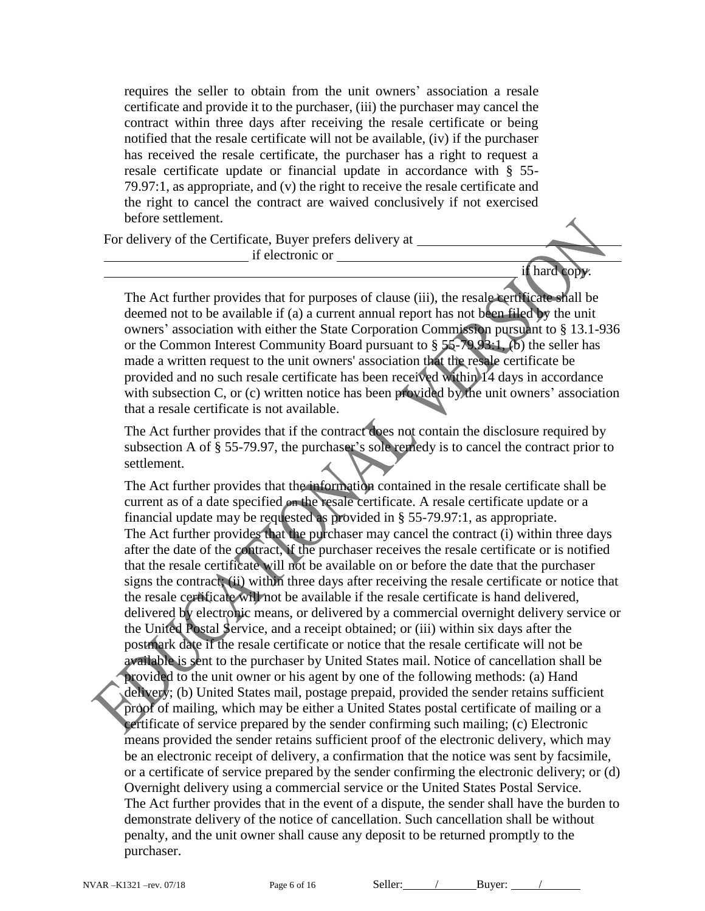requires the seller to obtain from the unit owners' association a resale certificate and provide it to the purchaser, (iii) the purchaser may cancel the contract within three days after receiving the resale certificate or being notified that the resale certificate will not be available, (iv) if the purchaser has received the resale certificate, the purchaser has a right to request a resale certificate update or financial update in accordance with § 55-79.97:1, as appropriate, and (v) the right to receive the resale certificate and the right to cancel the contract are waived conclusively if not exercised before settlement.

For delivery of the Certificate, Buyer prefers delivery at ______________________________ ______________________ if electronic or ______________________________________ ______________________________________________________________ if hard copy.

The Act further provides that for purposes of clause (iii), the resale certificate shall be deemed not to be available if (a) a current annual report has not been filed by the unit owners' association with either the State Corporation Commission pursuant to § 13.1-936 or the Common Interest Community Board pursuant to § 55-79.93:1, (b) the seller has made a written request to the unit owners' association that the resale certificate be provided and no such resale certificate has been received within 14 days in accordance with subsection C, or (c) written notice has been provided by the unit owners' association that a resale certificate is not available.

The Act further provides that if the contract does not contain the disclosure required by subsection A of § 55-79.97, the purchaser's sole remedy is to cancel the contract prior to settlement.

The Act further provides that the information contained in the resale certificate shall be current as of a date specified on the resale certificate. A resale certificate update or a financial update may be requested as provided in § 55-79.97:1, as appropriate. The Act further provides that the purchaser may cancel the contract (i) within three days after the date of the contract, if the purchaser receives the resale certificate or is notified that the resale certificate will not be available on or before the date that the purchaser signs the contract; (ii) within three days after receiving the resale certificate or notice that the resale certificate will not be available if the resale certificate is hand delivered, delivered by electronic means, or delivered by a commercial overnight delivery service or the United Postal Service, and a receipt obtained; or (iii) within six days after the postmark date if the resale certificate or notice that the resale certificate will not be available is sent to the purchaser by United States mail. Notice of cancellation shall be provided to the unit owner or his agent by one of the following methods: (a) Hand delivery; (b) United States mail, postage prepaid, provided the sender retains sufficient proof of mailing, which may be either a United States postal certificate of mailing or a certificate of service prepared by the sender confirming such mailing; (c) Electronic means provided the sender retains sufficient proof of the electronic delivery, which may be an electronic receipt of delivery, a confirmation that the notice was sent by facsimile, or a certificate of service prepared by the sender confirming the electronic delivery; or (d) Overnight delivery using a commercial service or the United States Postal Service. The Act further provides that in the event of a dispute, the sender shall have the burden to demonstrate delivery of the notice of cancellation. Such cancellation shall be without penalty, and the unit owner shall cause any deposit to be returned promptly to the purchaser.

Seller: _____/_______ Buyer: _____/_______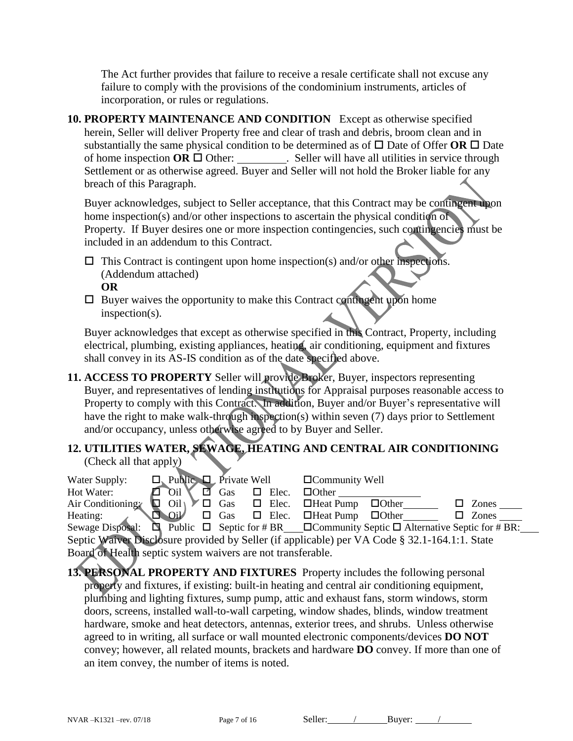The Act further provides that failure to receive a resale certificate shall not excuse any failure to comply with the provisions of the condominium instruments, articles of incorporation, or rules or regulations.

**10. PROPERTY MAINTENANCE AND CONDITION** Except as otherwise specified herein, Seller will deliver Property free and clear of trash and debris, broom clean and in substantially the same physical condition to be determined as of ☐ Date of Offer **OR** ☐ Date of home inspection **OR** ☐ Other: _________. Seller will have all utilities in service through Settlement or as otherwise agreed. Buyer and Seller will not hold the Broker liable for any breach of this Paragraph.

Buyer acknowledges, subject to Seller acceptance, that this Contract may be contingent upon home inspection(s) and/or other inspections to ascertain the physical condition of Property. If Buyer desires one or more inspection contingencies, such contingencies must be included in an addendum to this Contract.

☐ This Contract is contingent upon home inspection(s) and/or other inspections. (Addendum attached)
**OR**
☐ Buyer waives the opportunity to make this Contract contingent upon home inspection(s).

Buyer acknowledges that except as otherwise specified in this Contract, Property, including electrical, plumbing, existing appliances, heating, air conditioning, equipment and fixtures shall convey in its AS-IS condition as of the date specified above.

**11. ACCESS TO PROPERTY** Seller will provide Broker, Buyer, inspectors representing Buyer, and representatives of lending institutions for Appraisal purposes reasonable access to Property to comply with this Contract. In addition, Buyer and/or Buyer's representative will have the right to make walk-through inspection(s) within seven (7) days prior to Settlement and/or occupancy, unless otherwise agreed to by Buyer and Seller.

**12. UTILITIES WATER, SEWAGE, HEATING AND CENTRAL AIR CONDITIONING** (Check all that apply)

Water Supply: ☐ Public ☐ Private Well ☐Community Well
Hot Water: ☐ Oil ☐ Gas ☐ Elec. ☐Other _______________
Air Conditioning: ☐ Oil ☐ Gas ☐ Elec. ☐Heat Pump ☐Other_______ ☐ Zones ____
Heating: ☐ Oil ☐ Gas ☐ Elec. ☐Heat Pump ☐Other_______ ☐ Zones ____
Sewage Disposal: ☐ Public ☐ Septic for # BR____☐Community Septic ☐ Alternative Septic for # BR:____
Septic Waiver Disclosure provided by Seller (if applicable) per VA Code § 32.1-164.1:1. State Board of Health septic system waivers are not transferable.

**13. PERSONAL PROPERTY AND FIXTURES** Property includes the following personal property and fixtures, if existing: built-in heating and central air conditioning equipment, plumbing and lighting fixtures, sump pump, attic and exhaust fans, storm windows, storm doors, screens, installed wall-to-wall carpeting, window shades, blinds, window treatment hardware, smoke and heat detectors, antennas, exterior trees, and shrubs. Unless otherwise agreed to in writing, all surface or wall mounted electronic components/devices **DO NOT** convey; however, all related mounts, brackets and hardware **DO** convey. If more than one of an item convey, the number of items is noted.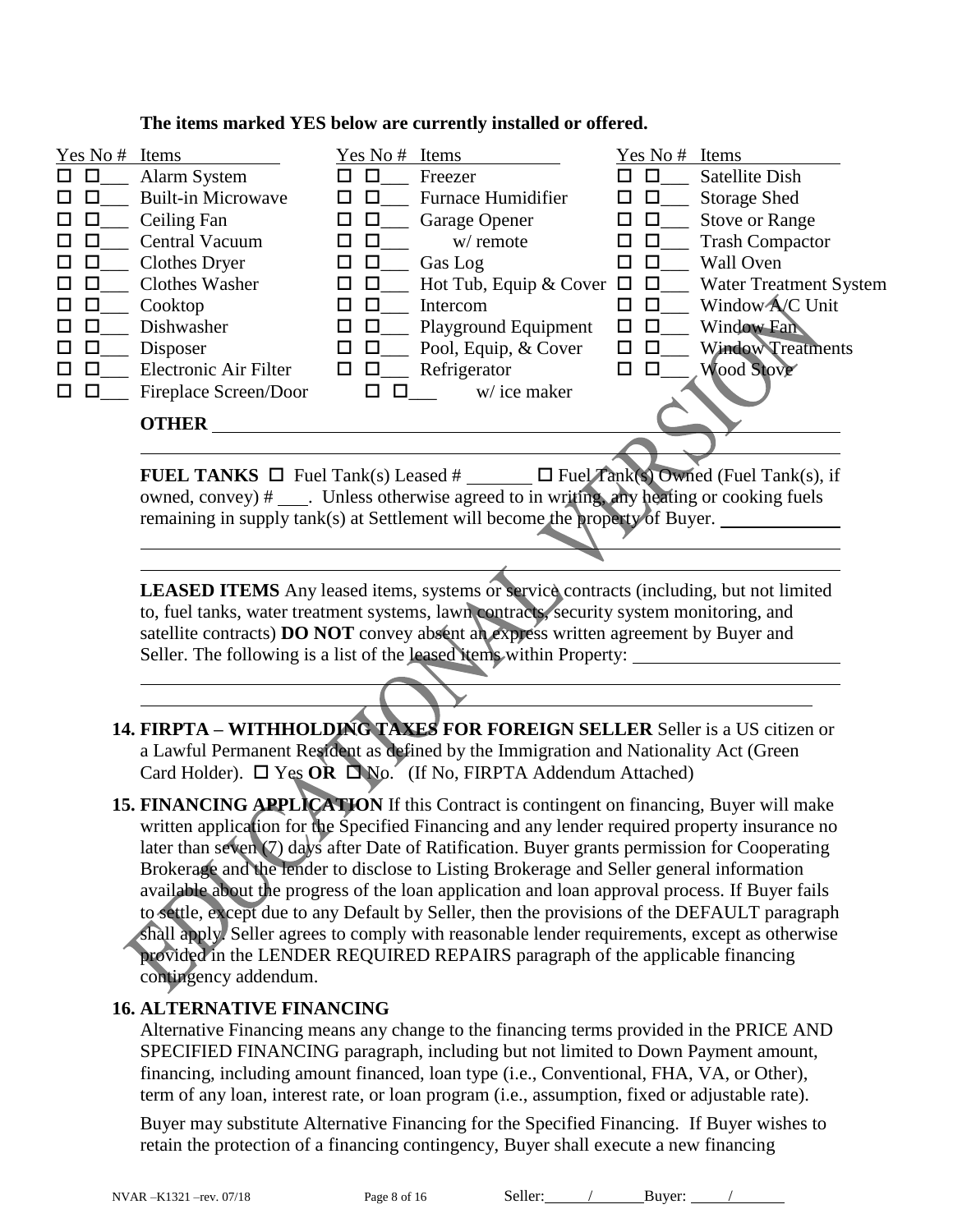**The items marked YES below are currently installed or offered.**

| Yes | No | # | Items | Yes | No | # | Items | Yes | No | # | Items |
|---|---|---|---|---|---|---|---|---|---|---|---|
| ☐ | ☐ | ___ | Alarm System | ☐ | ☐ | ___ | Freezer | ☐ | ☐ | ___ | Satellite Dish |
| ☐ | ☐ | ___ | Built-in Microwave | ☐ | ☐ | ___ | Furnace Humidifier | ☐ | ☐ | ___ | Storage Shed |
| ☐ | ☐ | ___ | Ceiling Fan | ☐ | ☐ | ___ | Garage Opener | ☐ | ☐ | ___ | Stove or Range |
| ☐ | ☐ | ___ | Central Vacuum | ☐ | ☐ | ___ | w/ remote | ☐ | ☐ | ___ | Trash Compactor |
| ☐ | ☐ | ___ | Clothes Dryer | ☐ | ☐ | ___ | Gas Log | ☐ | ☐ | ___ | Wall Oven |
| ☐ | ☐ | ___ | Clothes Washer | ☐ | ☐ | ___ | Hot Tub, Equip & Cover | ☐ | ☐ | ___ | Water Treatment System |
| ☐ | ☐ | ___ | Cooktop | ☐ | ☐ | ___ | Intercom | ☐ | ☐ | ___ | Window A/C Unit |
| ☐ | ☐ | ___ | Dishwasher | ☐ | ☐ | ___ | Playground Equipment | ☐ | ☐ | ___ | Window Fan |
| ☐ | ☐ | ___ | Disposer | ☐ | ☐ | ___ | Pool, Equip, & Cover | ☐ | ☐ | ___ | Window Treatments |
| ☐ | ☐ | ___ | Electronic Air Filter | ☐ | ☐ | ___ | Refrigerator | ☐ | ☐ | ___ | Wood Stove |
| ☐ | ☐ | ___ | Fireplace Screen/Door | ☐ | ☐ | ___ | w/ ice maker | | | | |

**OTHER** ______________________________________________________________

______________________________________________________________

**FUEL TANKS** ☐ Fuel Tank(s) Leased # _______ ☐ Fuel Tank(s) Owned (Fuel Tank(s), if owned, convey) # ___. Unless otherwise agreed to in writing, any heating or cooking fuels remaining in supply tank(s) at Settlement will become the property of Buyer. ____________

______________________________________________________________

______________________________________________________________

**LEASED ITEMS** Any leased items, systems or service contracts (including, but not limited to, fuel tanks, water treatment systems, lawn contracts, security system monitoring, and satellite contracts) **DO NOT** convey absent an express written agreement by Buyer and Seller. The following is a list of the leased items within Property: ____________________

______________________________________________________________

______________________________________________________________

**14. FIRPTA – WITHHOLDING TAXES FOR FOREIGN SELLER** Seller is a US citizen or a Lawful Permanent Resident as defined by the Immigration and Nationality Act (Green Card Holder). ☐ Yes **OR** ☐ No. (If No, FIRPTA Addendum Attached)

**15. FINANCING APPLICATION** If this Contract is contingent on financing, Buyer will make written application for the Specified Financing and any lender required property insurance no later than seven (7) days after Date of Ratification. Buyer grants permission for Cooperating Brokerage and the lender to disclose to Listing Brokerage and Seller general information available about the progress of the loan application and loan approval process. If Buyer fails to settle, except due to any Default by Seller, then the provisions of the DEFAULT paragraph shall apply. Seller agrees to comply with reasonable lender requirements, except as otherwise provided in the LENDER REQUIRED REPAIRS paragraph of the applicable financing contingency addendum.

**16. ALTERNATIVE FINANCING**

Alternative Financing means any change to the financing terms provided in the PRICE AND SPECIFIED FINANCING paragraph, including but not limited to Down Payment amount, financing, including amount financed, loan type (i.e., Conventional, FHA, VA, or Other), term of any loan, interest rate, or loan program (i.e., assumption, fixed or adjustable rate).

Buyer may substitute Alternative Financing for the Specified Financing. If Buyer wishes to retain the protection of a financing contingency, Buyer shall execute a new financing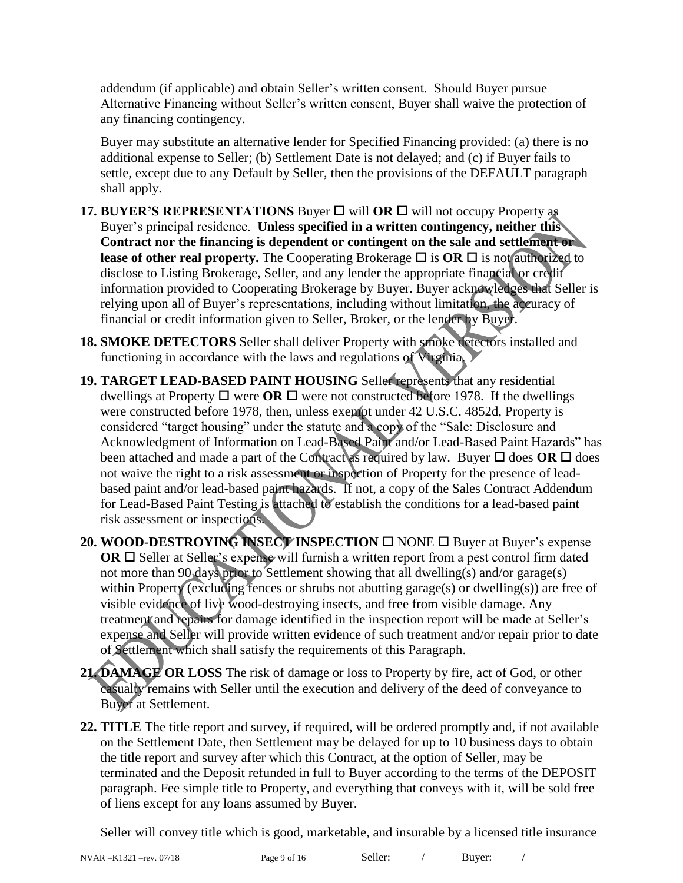addendum (if applicable) and obtain Seller's written consent. Should Buyer pursue Alternative Financing without Seller's written consent, Buyer shall waive the protection of any financing contingency.

Buyer may substitute an alternative lender for Specified Financing provided: (a) there is no additional expense to Seller; (b) Settlement Date is not delayed; and (c) if Buyer fails to settle, except due to any Default by Seller, then the provisions of the DEFAULT paragraph shall apply.

**17. BUYER'S REPRESENTATIONS** Buyer ☐ will **OR** ☐ will not occupy Property as Buyer's principal residence. **Unless specified in a written contingency, neither this Contract nor the financing is dependent or contingent on the sale and settlement or lease of other real property.** The Cooperating Brokerage ☐ is **OR** ☐ is not authorized to disclose to Listing Brokerage, Seller, and any lender the appropriate financial or credit information provided to Cooperating Brokerage by Buyer. Buyer acknowledges that Seller is relying upon all of Buyer's representations, including without limitation, the accuracy of financial or credit information given to Seller, Broker, or the lender by Buyer.

**18. SMOKE DETECTORS** Seller shall deliver Property with smoke detectors installed and functioning in accordance with the laws and regulations of Virginia.

**19. TARGET LEAD-BASED PAINT HOUSING** Seller represents that any residential dwellings at Property ☐ were **OR** ☐ were not constructed before 1978. If the dwellings were constructed before 1978, then, unless exempt under 42 U.S.C. 4852d, Property is considered "target housing" under the statute and a copy of the "Sale: Disclosure and Acknowledgment of Information on Lead-Based Paint and/or Lead-Based Paint Hazards" has been attached and made a part of the Contract as required by law. Buyer ☐ does **OR** ☐ does not waive the right to a risk assessment or inspection of Property for the presence of lead-based paint and/or lead-based paint hazards. If not, a copy of the Sales Contract Addendum for Lead-Based Paint Testing is attached to establish the conditions for a lead-based paint risk assessment or inspections.

**20. WOOD-DESTROYING INSECT INSPECTION** ☐ NONE ☐ Buyer at Buyer's expense **OR** ☐ Seller at Seller's expense will furnish a written report from a pest control firm dated not more than 90 days prior to Settlement showing that all dwelling(s) and/or garage(s) within Property (excluding fences or shrubs not abutting garage(s) or dwelling(s)) are free of visible evidence of live wood-destroying insects, and free from visible damage. Any treatment and repairs for damage identified in the inspection report will be made at Seller's expense and Seller will provide written evidence of such treatment and/or repair prior to date of Settlement which shall satisfy the requirements of this Paragraph.

**21. DAMAGE OR LOSS** The risk of damage or loss to Property by fire, act of God, or other casualty remains with Seller until the execution and delivery of the deed of conveyance to Buyer at Settlement.

**22. TITLE** The title report and survey, if required, will be ordered promptly and, if not available on the Settlement Date, then Settlement may be delayed for up to 10 business days to obtain the title report and survey after which this Contract, at the option of Seller, may be terminated and the Deposit refunded in full to Buyer according to the terms of the DEPOSIT paragraph. Fee simple title to Property, and everything that conveys with it, will be sold free of liens except for any loans assumed by Buyer.

Seller will convey title which is good, marketable, and insurable by a licensed title insurance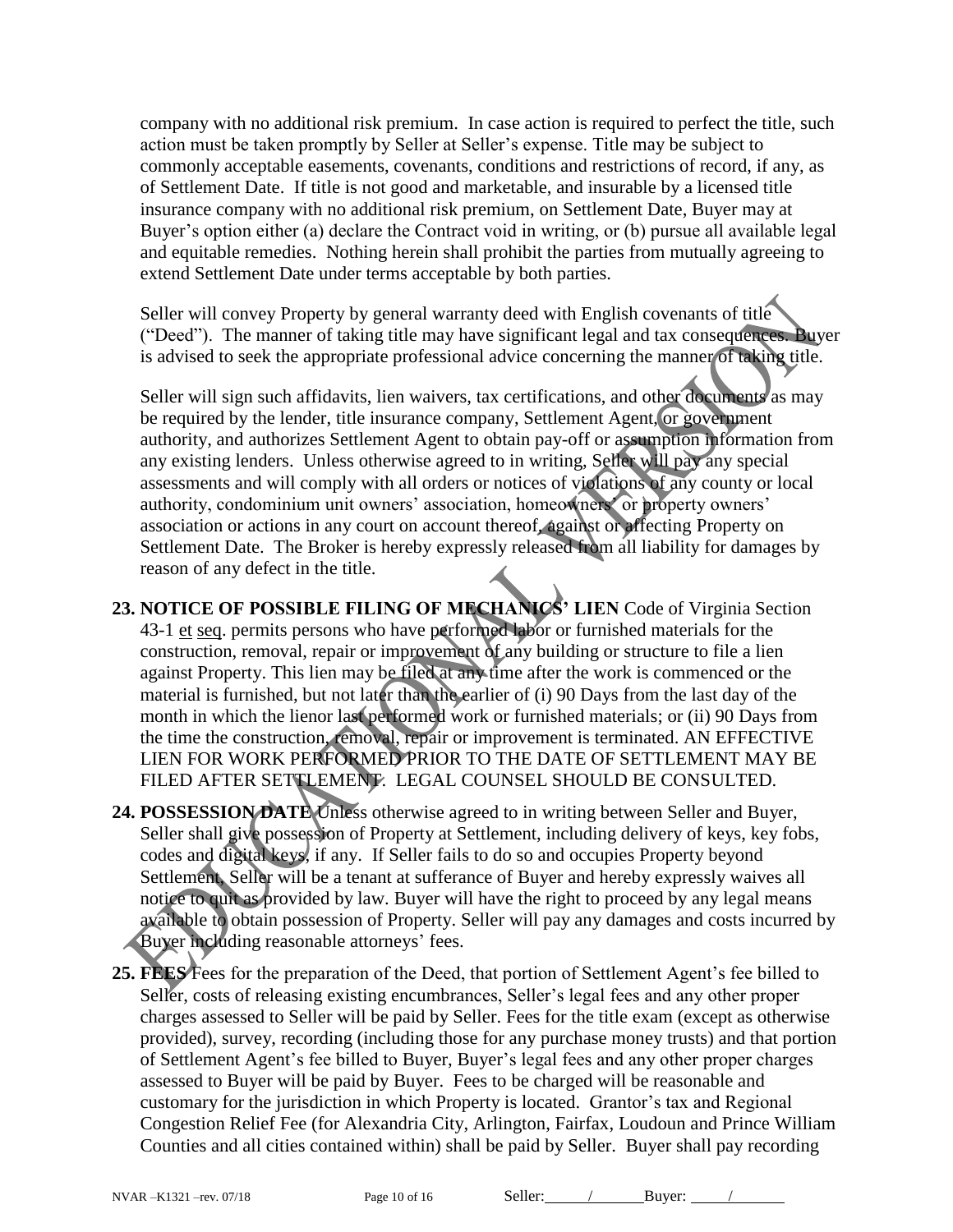company with no additional risk premium. In case action is required to perfect the title, such action must be taken promptly by Seller at Seller's expense. Title may be subject to commonly acceptable easements, covenants, conditions and restrictions of record, if any, as of Settlement Date. If title is not good and marketable, and insurable by a licensed title insurance company with no additional risk premium, on Settlement Date, Buyer may at Buyer's option either (a) declare the Contract void in writing, or (b) pursue all available legal and equitable remedies. Nothing herein shall prohibit the parties from mutually agreeing to extend Settlement Date under terms acceptable by both parties.

Seller will convey Property by general warranty deed with English covenants of title ("Deed"). The manner of taking title may have significant legal and tax consequences. Buyer is advised to seek the appropriate professional advice concerning the manner of taking title.

Seller will sign such affidavits, lien waivers, tax certifications, and other documents as may be required by the lender, title insurance company, Settlement Agent, or government authority, and authorizes Settlement Agent to obtain pay-off or assumption information from any existing lenders. Unless otherwise agreed to in writing, Seller will pay any special assessments and will comply with all orders or notices of violations of any county or local authority, condominium unit owners' association, homeowners' or property owners' association or actions in any court on account thereof, against or affecting Property on Settlement Date. The Broker is hereby expressly released from all liability for damages by reason of any defect in the title.

**23. NOTICE OF POSSIBLE FILING OF MECHANICS' LIEN** Code of Virginia Section 43-1 et seq. permits persons who have performed labor or furnished materials for the construction, removal, repair or improvement of any building or structure to file a lien against Property. This lien may be filed at any time after the work is commenced or the material is furnished, but not later than the earlier of (i) 90 Days from the last day of the month in which the lienor last performed work or furnished materials; or (ii) 90 Days from the time the construction, removal, repair or improvement is terminated. AN EFFECTIVE LIEN FOR WORK PERFORMED PRIOR TO THE DATE OF SETTLEMENT MAY BE FILED AFTER SETTLEMENT. LEGAL COUNSEL SHOULD BE CONSULTED.

**24. POSSESSION DATE** Unless otherwise agreed to in writing between Seller and Buyer, Seller shall give possession of Property at Settlement, including delivery of keys, key fobs, codes and digital keys, if any. If Seller fails to do so and occupies Property beyond Settlement, Seller will be a tenant at sufferance of Buyer and hereby expressly waives all notice to quit as provided by law. Buyer will have the right to proceed by any legal means available to obtain possession of Property. Seller will pay any damages and costs incurred by Buyer including reasonable attorneys' fees.

**25. FEES** Fees for the preparation of the Deed, that portion of Settlement Agent's fee billed to Seller, costs of releasing existing encumbrances, Seller's legal fees and any other proper charges assessed to Seller will be paid by Seller. Fees for the title exam (except as otherwise provided), survey, recording (including those for any purchase money trusts) and that portion of Settlement Agent's fee billed to Buyer, Buyer's legal fees and any other proper charges assessed to Buyer will be paid by Buyer. Fees to be charged will be reasonable and customary for the jurisdiction in which Property is located. Grantor's tax and Regional Congestion Relief Fee (for Alexandria City, Arlington, Fairfax, Loudoun and Prince William Counties and all cities contained within) shall be paid by Seller. Buyer shall pay recording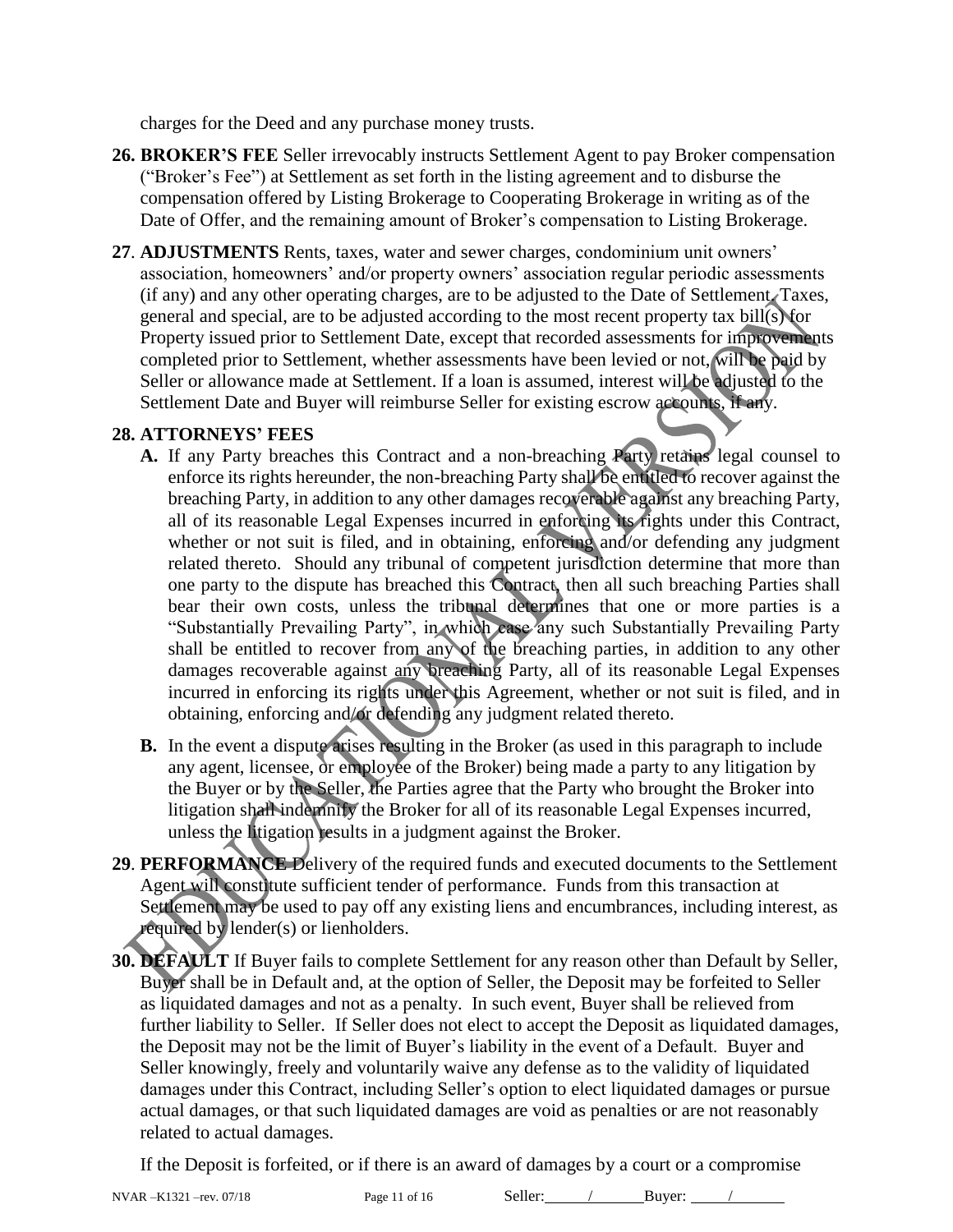charges for the Deed and any purchase money trusts.

**26. BROKER'S FEE** Seller irrevocably instructs Settlement Agent to pay Broker compensation ("Broker's Fee") at Settlement as set forth in the listing agreement and to disburse the compensation offered by Listing Brokerage to Cooperating Brokerage in writing as of the Date of Offer, and the remaining amount of Broker's compensation to Listing Brokerage.

**27. ADJUSTMENTS** Rents, taxes, water and sewer charges, condominium unit owners' association, homeowners' and/or property owners' association regular periodic assessments (if any) and any other operating charges, are to be adjusted to the Date of Settlement. Taxes, general and special, are to be adjusted according to the most recent property tax bill(s) for Property issued prior to Settlement Date, except that recorded assessments for improvements completed prior to Settlement, whether assessments have been levied or not, will be paid by Seller or allowance made at Settlement. If a loan is assumed, interest will be adjusted to the Settlement Date and Buyer will reimburse Seller for existing escrow accounts, if any.

**28. ATTORNEYS' FEES**

**A.** If any Party breaches this Contract and a non-breaching Party retains legal counsel to enforce its rights hereunder, the non-breaching Party shall be entitled to recover against the breaching Party, in addition to any other damages recoverable against any breaching Party, all of its reasonable Legal Expenses incurred in enforcing its rights under this Contract, whether or not suit is filed, and in obtaining, enforcing and/or defending any judgment related thereto. Should any tribunal of competent jurisdiction determine that more than one party to the dispute has breached this Contract, then all such breaching Parties shall bear their own costs, unless the tribunal determines that one or more parties is a "Substantially Prevailing Party", in which case any such Substantially Prevailing Party shall be entitled to recover from any of the breaching parties, in addition to any other damages recoverable against any breaching Party, all of its reasonable Legal Expenses incurred in enforcing its rights under this Agreement, whether or not suit is filed, and in obtaining, enforcing and/or defending any judgment related thereto.

**B.** In the event a dispute arises resulting in the Broker (as used in this paragraph to include any agent, licensee, or employee of the Broker) being made a party to any litigation by the Buyer or by the Seller, the Parties agree that the Party who brought the Broker into litigation shall indemnify the Broker for all of its reasonable Legal Expenses incurred, unless the litigation results in a judgment against the Broker.

**29. PERFORMANCE** Delivery of the required funds and executed documents to the Settlement Agent will constitute sufficient tender of performance. Funds from this transaction at Settlement may be used to pay off any existing liens and encumbrances, including interest, as required by lender(s) or lienholders.

**30. DEFAULT** If Buyer fails to complete Settlement for any reason other than Default by Seller, Buyer shall be in Default and, at the option of Seller, the Deposit may be forfeited to Seller as liquidated damages and not as a penalty. In such event, Buyer shall be relieved from further liability to Seller. If Seller does not elect to accept the Deposit as liquidated damages, the Deposit may not be the limit of Buyer's liability in the event of a Default. Buyer and Seller knowingly, freely and voluntarily waive any defense as to the validity of liquidated damages under this Contract, including Seller's option to elect liquidated damages or pursue actual damages, or that such liquidated damages are void as penalties or are not reasonably related to actual damages.

If the Deposit is forfeited, or if there is an award of damages by a court or a compromise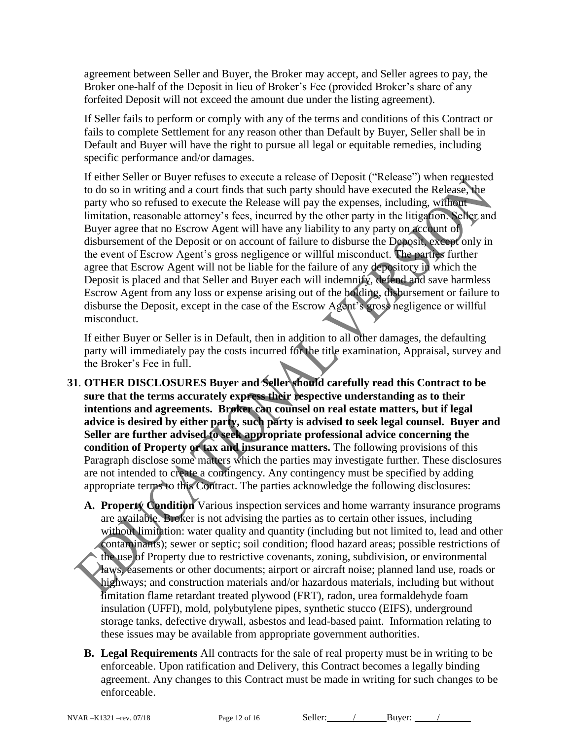agreement between Seller and Buyer, the Broker may accept, and Seller agrees to pay, the Broker one-half of the Deposit in lieu of Broker's Fee (provided Broker's share of any forfeited Deposit will not exceed the amount due under the listing agreement).

If Seller fails to perform or comply with any of the terms and conditions of this Contract or fails to complete Settlement for any reason other than Default by Buyer, Seller shall be in Default and Buyer will have the right to pursue all legal or equitable remedies, including specific performance and/or damages.

If either Seller or Buyer refuses to execute a release of Deposit ("Release") when requested to do so in writing and a court finds that such party should have executed the Release, the party who so refused to execute the Release will pay the expenses, including, without limitation, reasonable attorney's fees, incurred by the other party in the litigation. Seller and Buyer agree that no Escrow Agent will have any liability to any party on account of disbursement of the Deposit or on account of failure to disburse the Deposit, except only in the event of Escrow Agent's gross negligence or willful misconduct. The parties further agree that Escrow Agent will not be liable for the failure of any depository in which the Deposit is placed and that Seller and Buyer each will indemnify, defend and save harmless Escrow Agent from any loss or expense arising out of the holding, disbursement or failure to disburse the Deposit, except in the case of the Escrow Agent's gross negligence or willful misconduct.

If either Buyer or Seller is in Default, then in addition to all other damages, the defaulting party will immediately pay the costs incurred for the title examination, Appraisal, survey and the Broker's Fee in full.

**31. OTHER DISCLOSURES Buyer and Seller should carefully read this Contract to be sure that the terms accurately express their respective understanding as to their intentions and agreements. Broker can counsel on real estate matters, but if legal advice is desired by either party, such party is advised to seek legal counsel. Buyer and Seller are further advised to seek appropriate professional advice concerning the condition of Property or tax and insurance matters.** The following provisions of this Paragraph disclose some matters which the parties may investigate further. These disclosures are not intended to create a contingency. Any contingency must be specified by adding appropriate terms to this Contract. The parties acknowledge the following disclosures:

**A. Property Condition** Various inspection services and home warranty insurance programs are available. Broker is not advising the parties as to certain other issues, including without limitation: water quality and quantity (including but not limited to, lead and other contaminants); sewer or septic; soil condition; flood hazard areas; possible restrictions of the use of Property due to restrictive covenants, zoning, subdivision, or environmental laws, easements or other documents; airport or aircraft noise; planned land use, roads or highways; and construction materials and/or hazardous materials, including but without limitation flame retardant treated plywood (FRT), radon, urea formaldehyde foam insulation (UFFI), mold, polybutylene pipes, synthetic stucco (EIFS), underground storage tanks, defective drywall, asbestos and lead-based paint. Information relating to these issues may be available from appropriate government authorities.

**B. Legal Requirements** All contracts for the sale of real property must be in writing to be enforceable. Upon ratification and Delivery, this Contract becomes a legally binding agreement. Any changes to this Contract must be made in writing for such changes to be enforceable.

NVAR –K1321 –rev. 07/18 Seller: ____/____ Buyer: ____/____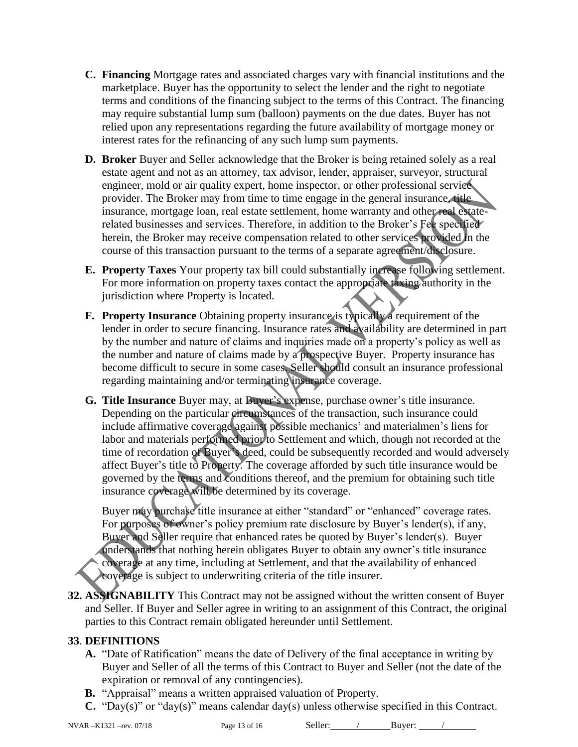**C. Financing** Mortgage rates and associated charges vary with financial institutions and the marketplace. Buyer has the opportunity to select the lender and the right to negotiate terms and conditions of the financing subject to the terms of this Contract. The financing may require substantial lump sum (balloon) payments on the due dates. Buyer has not relied upon any representations regarding the future availability of mortgage money or interest rates for the refinancing of any such lump sum payments.

**D. Broker** Buyer and Seller acknowledge that the Broker is being retained solely as a real estate agent and not as an attorney, tax advisor, lender, appraiser, surveyor, structural engineer, mold or air quality expert, home inspector, or other professional service provider. The Broker may from time to time engage in the general insurance, title insurance, mortgage loan, real estate settlement, home warranty and other real estate-related businesses and services. Therefore, in addition to the Broker's Fee specified herein, the Broker may receive compensation related to other services provided in the course of this transaction pursuant to the terms of a separate agreement/disclosure.

**E. Property Taxes** Your property tax bill could substantially increase following settlement. For more information on property taxes contact the appropriate taxing authority in the jurisdiction where Property is located.

**F. Property Insurance** Obtaining property insurance is typically a requirement of the lender in order to secure financing. Insurance rates and availability are determined in part by the number and nature of claims and inquiries made on a property's policy as well as the number and nature of claims made by a prospective Buyer. Property insurance has become difficult to secure in some cases. Seller should consult an insurance professional regarding maintaining and/or terminating insurance coverage.

**G. Title Insurance** Buyer may, at Buyer's expense, purchase owner's title insurance. Depending on the particular circumstances of the transaction, such insurance could include affirmative coverage against possible mechanics' and materialmen's liens for labor and materials performed prior to Settlement and which, though not recorded at the time of recordation of Buyer's deed, could be subsequently recorded and would adversely affect Buyer's title to Property. The coverage afforded by such title insurance would be governed by the terms and conditions thereof, and the premium for obtaining such title insurance coverage will be determined by its coverage.

Buyer may purchase title insurance at either "standard" or "enhanced" coverage rates. For purposes of owner's policy premium rate disclosure by Buyer's lender(s), if any, Buyer and Seller require that enhanced rates be quoted by Buyer's lender(s). Buyer understands that nothing herein obligates Buyer to obtain any owner's title insurance coverage at any time, including at Settlement, and that the availability of enhanced coverage is subject to underwriting criteria of the title insurer.

**32. ASSIGNABILITY** This Contract may not be assigned without the written consent of Buyer and Seller. If Buyer and Seller agree in writing to an assignment of this Contract, the original parties to this Contract remain obligated hereunder until Settlement.

**33. DEFINITIONS**

**A.** "Date of Ratification" means the date of Delivery of the final acceptance in writing by Buyer and Seller of all the terms of this Contract to Buyer and Seller (not the date of the expiration or removal of any contingencies).

**B.** "Appraisal" means a written appraised valuation of Property.

**C.** "Day(s)" or "day(s)" means calendar day(s) unless otherwise specified in this Contract.

NVAR –K1321 –rev. 07/18 Seller: \_\_\_\_\_/\_\_\_\_\_\_ Buyer: \_\_\_\_\_/\_\_\_\_\_\_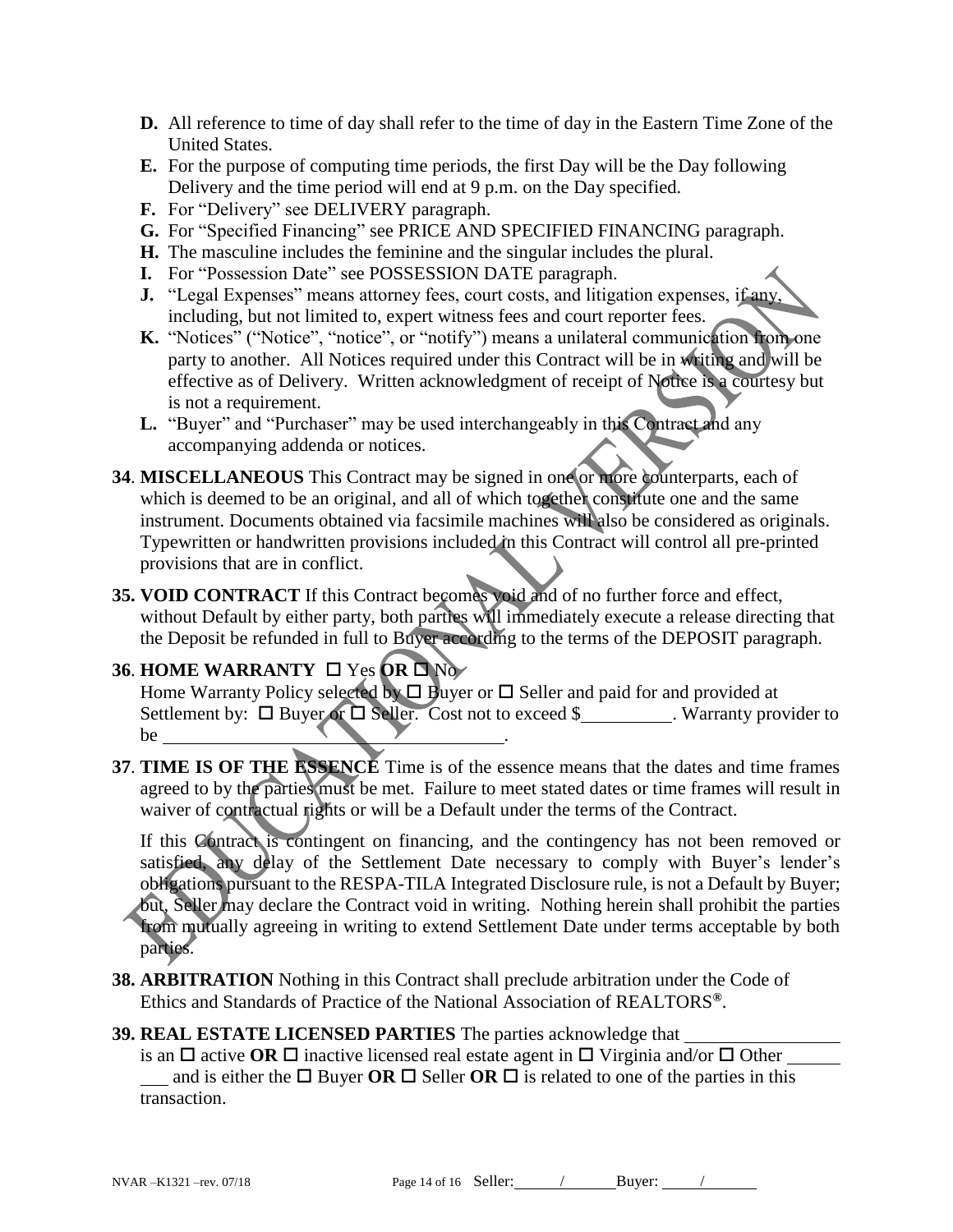**D.** All reference to time of day shall refer to the time of day in the Eastern Time Zone of the United States.

**E.** For the purpose of computing time periods, the first Day will be the Day following Delivery and the time period will end at 9 p.m. on the Day specified.

**F.** For "Delivery" see DELIVERY paragraph.

**G.** For "Specified Financing" see PRICE AND SPECIFIED FINANCING paragraph.

**H.** The masculine includes the feminine and the singular includes the plural.

**I.** For "Possession Date" see POSSESSION DATE paragraph.

**J.** "Legal Expenses" means attorney fees, court costs, and litigation expenses, if any, including, but not limited to, expert witness fees and court reporter fees.

**K.** "Notices" ("Notice", "notice", or "notify") means a unilateral communication from one party to another. All Notices required under this Contract will be in writing and will be effective as of Delivery. Written acknowledgment of receipt of Notice is a courtesy but is not a requirement.

**L.** "Buyer" and "Purchaser" may be used interchangeably in this Contract and any accompanying addenda or notices.

**34**. **MISCELLANEOUS** This Contract may be signed in one or more counterparts, each of which is deemed to be an original, and all of which together constitute one and the same instrument. Documents obtained via facsimile machines will also be considered as originals. Typewritten or handwritten provisions included in this Contract will control all pre-printed provisions that are in conflict.

**35. VOID CONTRACT** If this Contract becomes void and of no further force and effect, without Default by either party, both parties will immediately execute a release directing that the Deposit be refunded in full to Buyer according to the terms of the DEPOSIT paragraph.

**36**. **HOME WARRANTY** ☐ Yes **OR** ☐ No
Home Warranty Policy selected by ☐ Buyer or ☐ Seller and paid for and provided at Settlement by: ☐ Buyer or ☐ Seller. Cost not to exceed $__________. Warranty provider to be ____________________________________.

**37**. **TIME IS OF THE ESSENCE** Time is of the essence means that the dates and time frames agreed to by the parties must be met. Failure to meet stated dates or time frames will result in waiver of contractual rights or will be a Default under the terms of the Contract.

If this Contract is contingent on financing, and the contingency has not been removed or satisfied, any delay of the Settlement Date necessary to comply with Buyer's lender's obligations pursuant to the RESPA-TILA Integrated Disclosure rule, is not a Default by Buyer; but, Seller may declare the Contract void in writing. Nothing herein shall prohibit the parties from mutually agreeing in writing to extend Settlement Date under terms acceptable by both parties.

**38. ARBITRATION** Nothing in this Contract shall preclude arbitration under the Code of Ethics and Standards of Practice of the National Association of REALTORS®.

**39. REAL ESTATE LICENSED PARTIES** The parties acknowledge that ________________ is an ☐ active **OR** ☐ inactive licensed real estate agent in ☐ Virginia and/or ☐ Other ________ and is either the ☐ Buyer **OR** ☐ Seller **OR** ☐ is related to one of the parties in this transaction.

NVAR –K1321 –rev. 07/18 Seller: _____/_____ Buyer: _____/_____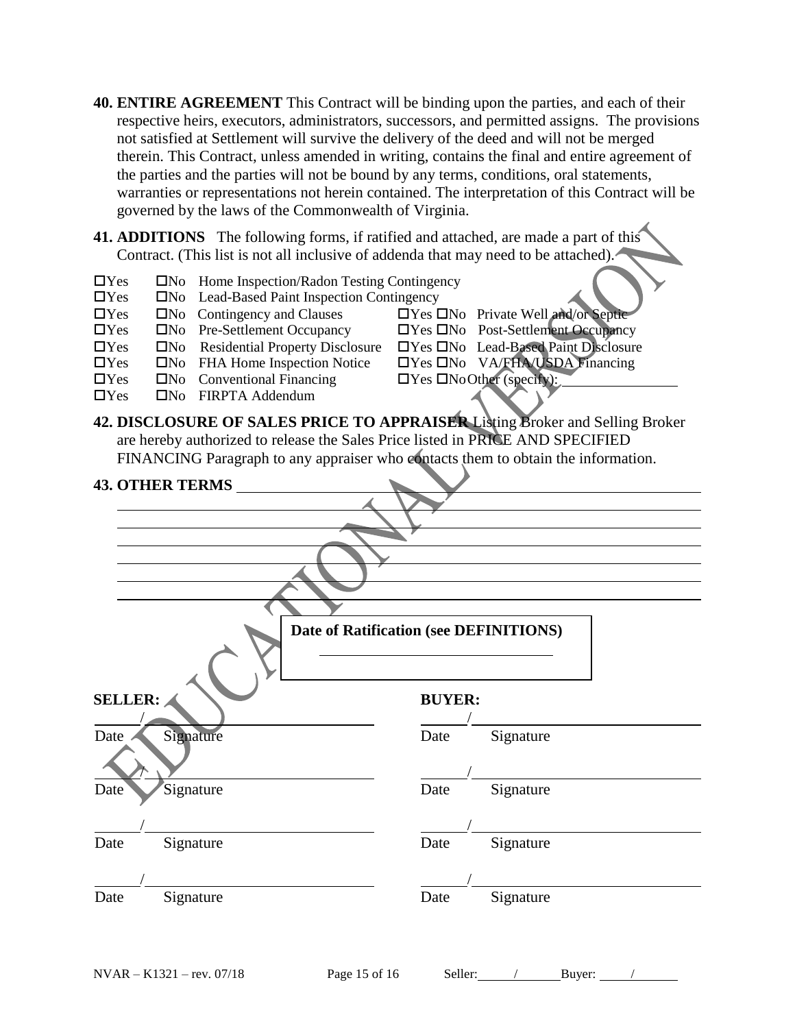**40. ENTIRE AGREEMENT** This Contract will be binding upon the parties, and each of their respective heirs, executors, administrators, successors, and permitted assigns. The provisions not satisfied at Settlement will survive the delivery of the deed and will not be merged therein. This Contract, unless amended in writing, contains the final and entire agreement of the parties and the parties will not be bound by any terms, conditions, oral statements, warranties or representations not herein contained. The interpretation of this Contract will be governed by the laws of the Commonwealth of Virginia.

**41. ADDITIONS** The following forms, if ratified and attached, are made a part of this Contract. (This list is not all inclusive of addenda that may need to be attached).

- ☐Yes ☐No Home Inspection/Radon Testing Contingency
- ☐Yes ☐No Lead-Based Paint Inspection Contingency
- ☐Yes ☐No Contingency and Clauses
- ☐Yes ☐No Pre-Settlement Occupancy
- ☐Yes ☐No Residential Property Disclosure
- ☐Yes ☐No FHA Home Inspection Notice
- ☐Yes ☐No Conventional Financing
- ☐Yes ☐No FIRPTA Addendum
- ☐Yes ☐No Private Well and/or Septic
- ☐Yes ☐No Post-Settlement Occupancy
- ☐Yes ☐No Lead-Based Paint Disclosure
- ☐Yes ☐No VA/FHA/USDA Financing
- ☐Yes ☐No Other (specify): ________________

**42. DISCLOSURE OF SALES PRICE TO APPRAISER** Listing Broker and Selling Broker are hereby authorized to release the Sales Price listed in PRICE AND SPECIFIED FINANCING Paragraph to any appraiser who contacts them to obtain the information.

**43. OTHER TERMS** ________________________________________________

________________________________________________________________

________________________________________________________________

________________________________________________________________

________________________________________________________________

________________________________________________________________

**Date of Ratification (see DEFINITIONS)**

________________________

| **SELLER:** | **BUYER:** |
|---|---|
| ____/________________ | ____/________________ |
| Date Signature | Date Signature |
| ____/________________ | ____/________________ |
| Date Signature | Date Signature |
| ____/________________ | ____/________________ |
| Date Signature | Date Signature |
| ____/________________ | ____/________________ |
| Date Signature | Date Signature |

NVAR – K1321 – rev. 07/18 Seller: ____/____ Buyer: ____/____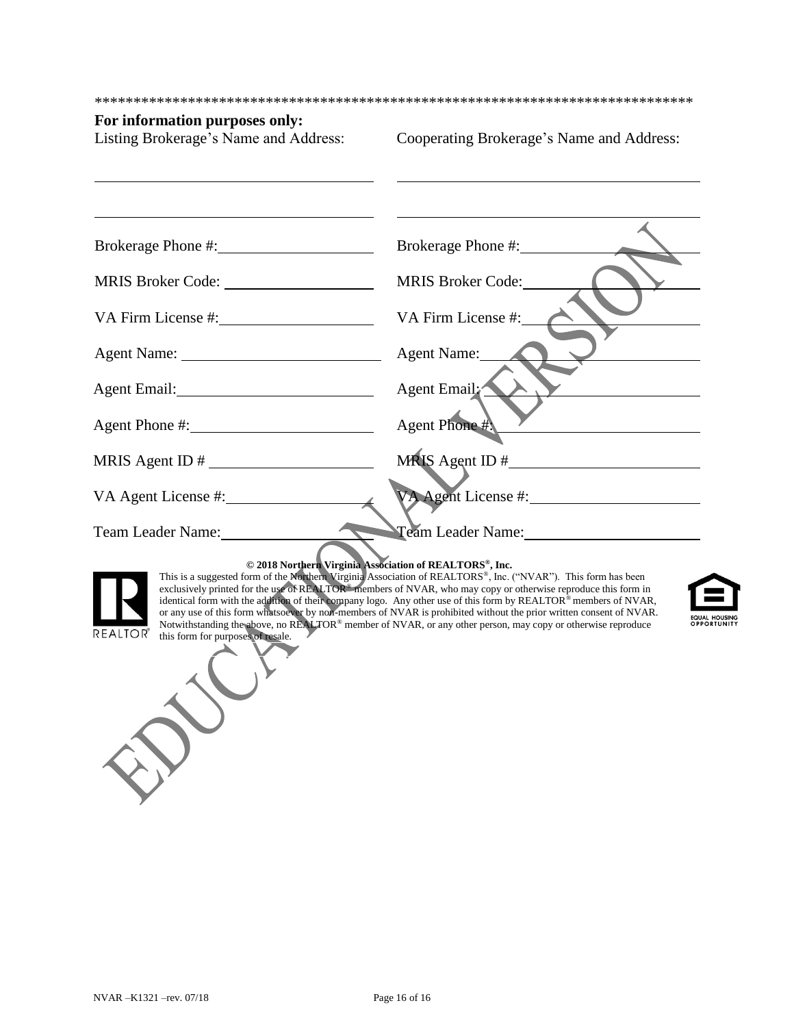*******************************************************************************

**For information purposes only:**

| Listing Brokerage's Name and Address: | Cooperating Brokerage's Name and Address: |
| --- | --- |
| | |
| | |
| Brokerage Phone #: | Brokerage Phone #: |
| MRIS Broker Code: | MRIS Broker Code: |
| VA Firm License #: | VA Firm License #: |
| Agent Name: | Agent Name: |
| Agent Email: | Agent Email: |
| Agent Phone #: | Agent Phone #: |
| MRIS Agent ID # | MRIS Agent ID # |
| VA Agent License #: | VA Agent License #: |
| Team Leader Name: | Team Leader Name: |

**© 2018 Northern Virginia Association of REALTORS®, Inc.**

This is a suggested form of the Northern Virginia Association of REALTORS®, Inc. ("NVAR"). This form has been exclusively printed for the use of REALTOR® members of NVAR, who may copy or otherwise reproduce this form in identical form with the addition of their company logo. Any other use of this form by REALTOR® members of NVAR, or any use of this form whatsoever by non-members of NVAR is prohibited without the prior written consent of NVAR. Notwithstanding the above, no REALTOR® member of NVAR, or any other person, may copy or otherwise reproduce this form for purposes of resale.

EDUCATIONAL VERSION

NVAR –K1321 –rev. 07/18